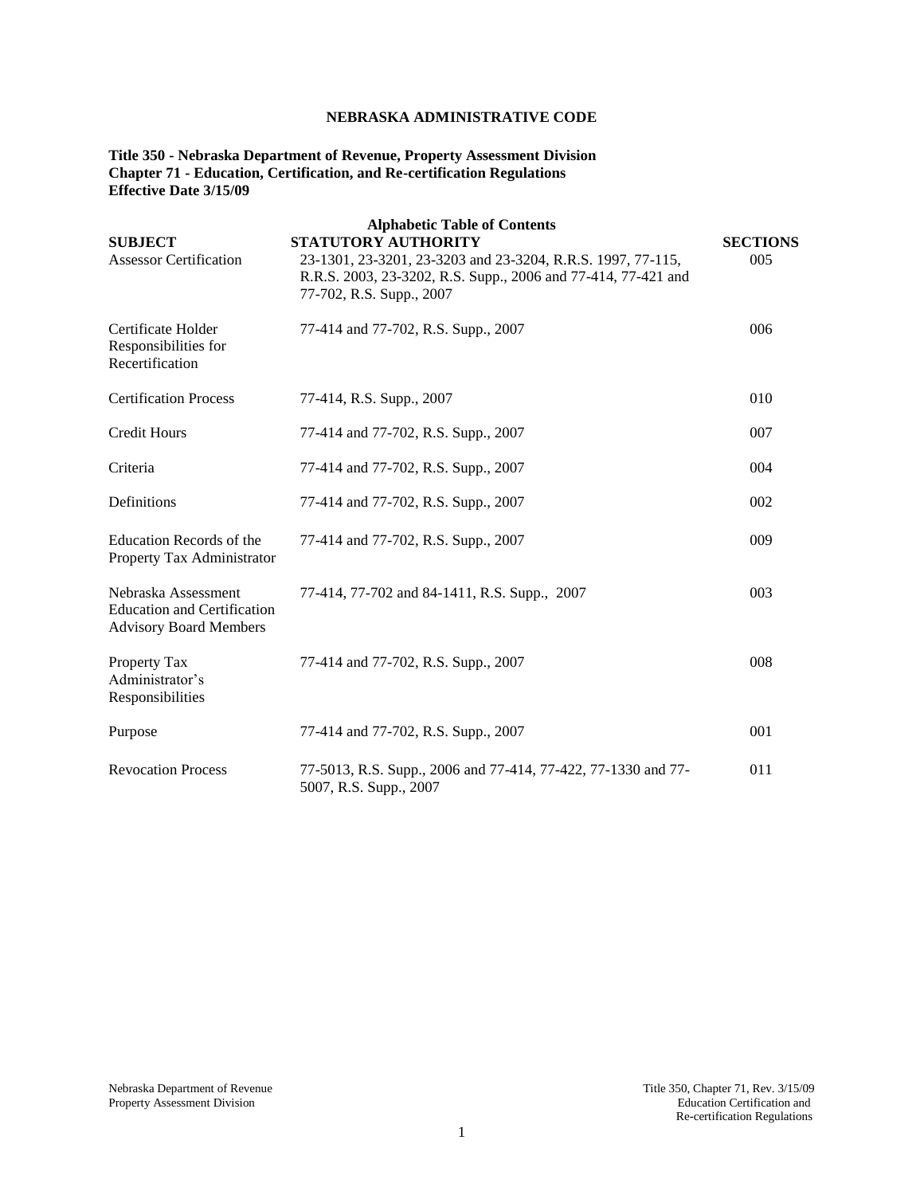**NEBRASKA ADMINISTRATIVE CODE**

**Title 350 - Nebraska Department of Revenue, Property Assessment Division**
**Chapter 71 - Education, Certification, and Re-certification Regulations**
**Effective Date 3/15/09**

**Alphabetic Table of Contents**

| SUBJECT | STATUTORY AUTHORITY | SECTIONS |
|---|---|---|
| Assessor Certification | 23-1301, 23-3201, 23-3203 and 23-3204, R.R.S. 1997, 77-115, R.R.S. 2003, 23-3202, R.S. Supp., 2006 and 77-414, 77-421 and 77-702, R.S. Supp., 2007 | 005 |
| Certificate Holder Responsibilities for Recertification | 77-414 and 77-702, R.S. Supp., 2007 | 006 |
| Certification Process | 77-414, R.S. Supp., 2007 | 010 |
| Credit Hours | 77-414 and 77-702, R.S. Supp., 2007 | 007 |
| Criteria | 77-414 and 77-702, R.S. Supp., 2007 | 004 |
| Definitions | 77-414 and 77-702, R.S. Supp., 2007 | 002 |
| Education Records of the Property Tax Administrator | 77-414 and 77-702, R.S. Supp., 2007 | 009 |
| Nebraska Assessment Education and Certification Advisory Board Members | 77-414, 77-702 and 84-1411, R.S. Supp., 2007 | 003 |
| Property Tax Administrator's Responsibilities | 77-414 and 77-702, R.S. Supp., 2007 | 008 |
| Purpose | 77-414 and 77-702, R.S. Supp., 2007 | 001 |
| Revocation Process | 77-5013, R.S. Supp., 2006 and 77-414, 77-422, 77-1330 and 77-5007, R.S. Supp., 2007 | 011 |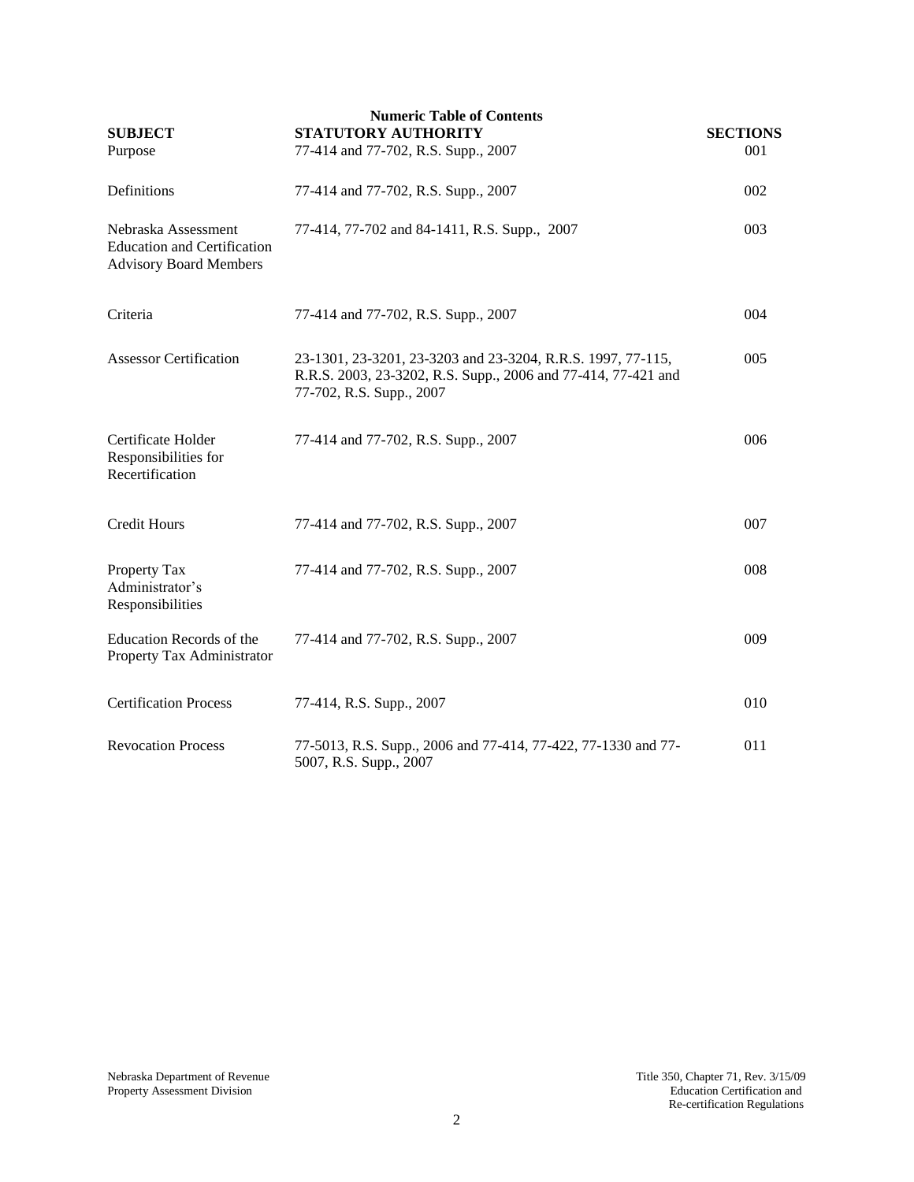**Numeric Table of Contents**

| SUBJECT | STATUTORY AUTHORITY | SECTIONS |
|---|---|---|
| Purpose | 77-414 and 77-702, R.S. Supp., 2007 | 001 |
| Definitions | 77-414 and 77-702, R.S. Supp., 2007 | 002 |
| Nebraska Assessment Education and Certification Advisory Board Members | 77-414, 77-702 and 84-1411, R.S. Supp., 2007 | 003 |
| Criteria | 77-414 and 77-702, R.S. Supp., 2007 | 004 |
| Assessor Certification | 23-1301, 23-3201, 23-3203 and 23-3204, R.R.S. 1997, 77-115, R.R.S. 2003, 23-3202, R.S. Supp., 2006 and 77-414, 77-421 and 77-702, R.S. Supp., 2007 | 005 |
| Certificate Holder Responsibilities for Recertification | 77-414 and 77-702, R.S. Supp., 2007 | 006 |
| Credit Hours | 77-414 and 77-702, R.S. Supp., 2007 | 007 |
| Property Tax Administrator's Responsibilities | 77-414 and 77-702, R.S. Supp., 2007 | 008 |
| Education Records of the Property Tax Administrator | 77-414 and 77-702, R.S. Supp., 2007 | 009 |
| Certification Process | 77-414, R.S. Supp., 2007 | 010 |
| Revocation Process | 77-5013, R.S. Supp., 2006 and 77-414, 77-422, 77-1330 and 77-5007, R.S. Supp., 2007 | 011 |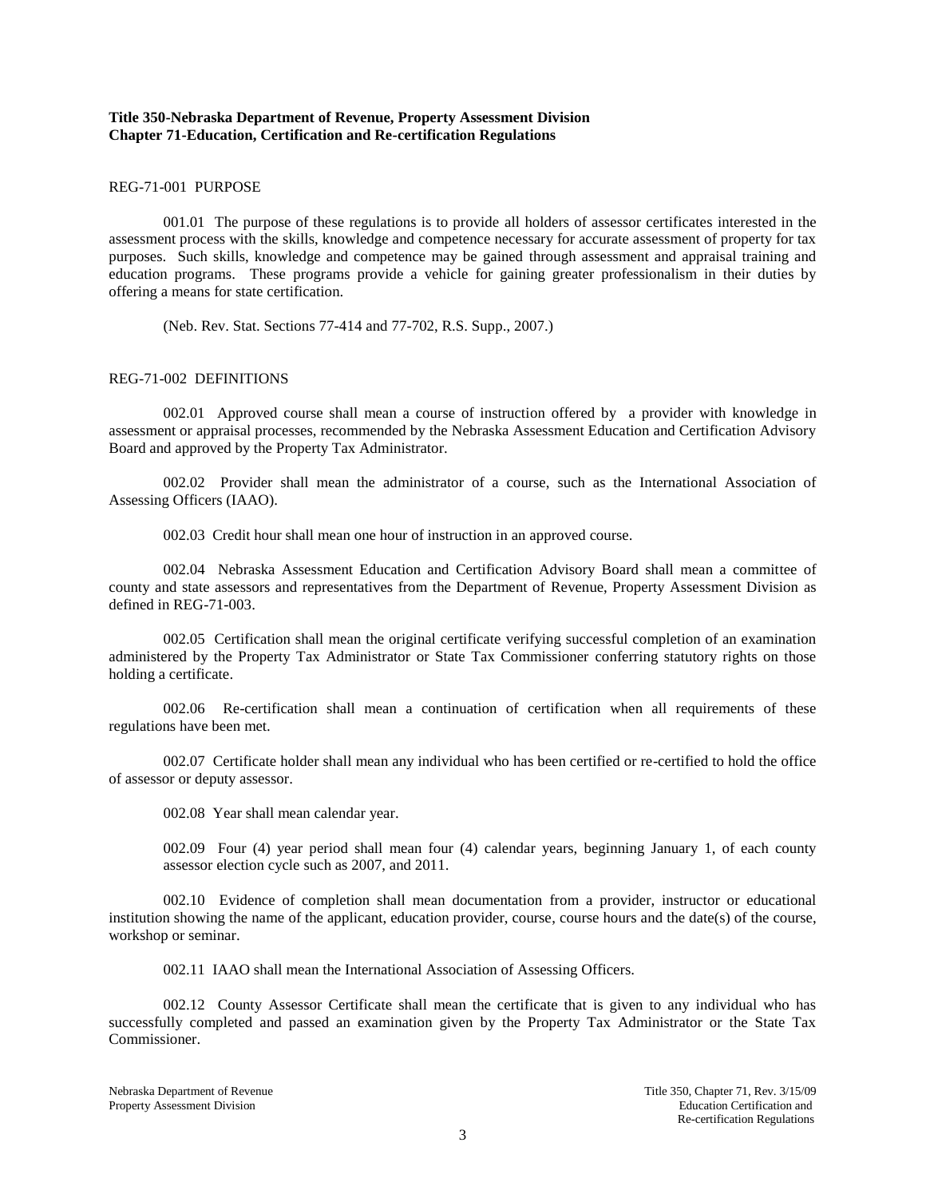**Title 350-Nebraska Department of Revenue, Property Assessment Division**
**Chapter 71-Education, Certification and Re-certification Regulations**

REG-71-001 PURPOSE

001.01 The purpose of these regulations is to provide all holders of assessor certificates interested in the assessment process with the skills, knowledge and competence necessary for accurate assessment of property for tax purposes. Such skills, knowledge and competence may be gained through assessment and appraisal training and education programs. These programs provide a vehicle for gaining greater professionalism in their duties by offering a means for state certification.

(Neb. Rev. Stat. Sections 77-414 and 77-702, R.S. Supp., 2007.)

REG-71-002 DEFINITIONS

002.01 Approved course shall mean a course of instruction offered by a provider with knowledge in assessment or appraisal processes, recommended by the Nebraska Assessment Education and Certification Advisory Board and approved by the Property Tax Administrator.

002.02 Provider shall mean the administrator of a course, such as the International Association of Assessing Officers (IAAO).

002.03 Credit hour shall mean one hour of instruction in an approved course.

002.04 Nebraska Assessment Education and Certification Advisory Board shall mean a committee of county and state assessors and representatives from the Department of Revenue, Property Assessment Division as defined in REG-71-003.

002.05 Certification shall mean the original certificate verifying successful completion of an examination administered by the Property Tax Administrator or State Tax Commissioner conferring statutory rights on those holding a certificate.

002.06 Re-certification shall mean a continuation of certification when all requirements of these regulations have been met.

002.07 Certificate holder shall mean any individual who has been certified or re-certified to hold the office of assessor or deputy assessor.

002.08 Year shall mean calendar year.

002.09 Four (4) year period shall mean four (4) calendar years, beginning January 1, of each county assessor election cycle such as 2007, and 2011.

002.10 Evidence of completion shall mean documentation from a provider, instructor or educational institution showing the name of the applicant, education provider, course, course hours and the date(s) of the course, workshop or seminar.

002.11 IAAO shall mean the International Association of Assessing Officers.

002.12 County Assessor Certificate shall mean the certificate that is given to any individual who has successfully completed and passed an examination given by the Property Tax Administrator or the State Tax Commissioner.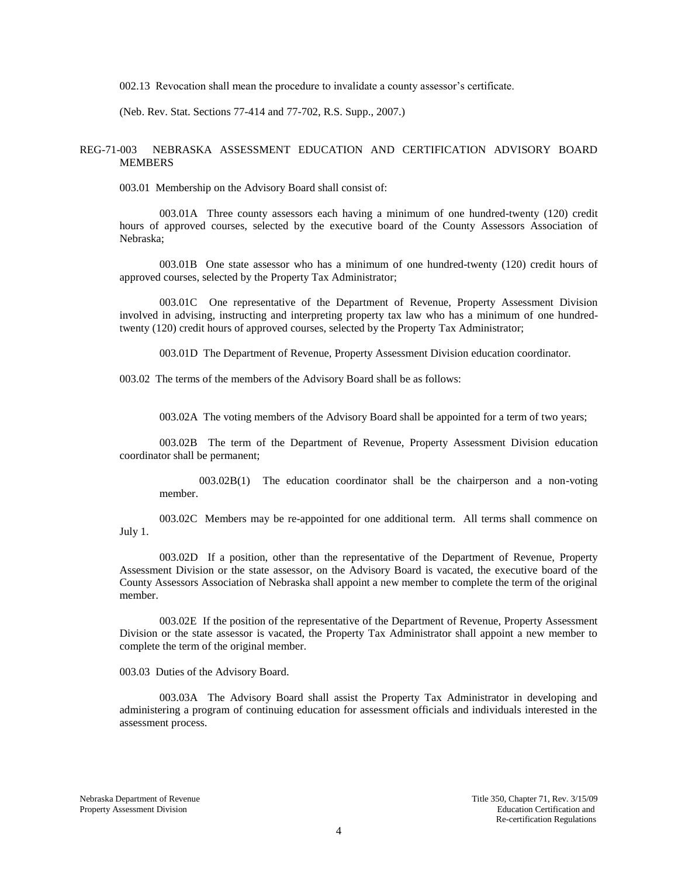002.13 Revocation shall mean the procedure to invalidate a county assessor's certificate.

(Neb. Rev. Stat. Sections 77-414 and 77-702, R.S. Supp., 2007.)

## REG-71-003 NEBRASKA ASSESSMENT EDUCATION AND CERTIFICATION ADVISORY BOARD MEMBERS

003.01 Membership on the Advisory Board shall consist of:

003.01A Three county assessors each having a minimum of one hundred-twenty (120) credit hours of approved courses, selected by the executive board of the County Assessors Association of Nebraska;

003.01B One state assessor who has a minimum of one hundred-twenty (120) credit hours of approved courses, selected by the Property Tax Administrator;

003.01C One representative of the Department of Revenue, Property Assessment Division involved in advising, instructing and interpreting property tax law who has a minimum of one hundred-twenty (120) credit hours of approved courses, selected by the Property Tax Administrator;

003.01D The Department of Revenue, Property Assessment Division education coordinator.

003.02 The terms of the members of the Advisory Board shall be as follows:

003.02A The voting members of the Advisory Board shall be appointed for a term of two years;

003.02B The term of the Department of Revenue, Property Assessment Division education coordinator shall be permanent;

003.02B(1) The education coordinator shall be the chairperson and a non-voting member.

003.02C Members may be re-appointed for one additional term. All terms shall commence on July 1.

003.02D If a position, other than the representative of the Department of Revenue, Property Assessment Division or the state assessor, on the Advisory Board is vacated, the executive board of the County Assessors Association of Nebraska shall appoint a new member to complete the term of the original member.

003.02E If the position of the representative of the Department of Revenue, Property Assessment Division or the state assessor is vacated, the Property Tax Administrator shall appoint a new member to complete the term of the original member.

003.03 Duties of the Advisory Board.

003.03A The Advisory Board shall assist the Property Tax Administrator in developing and administering a program of continuing education for assessment officials and individuals interested in the assessment process.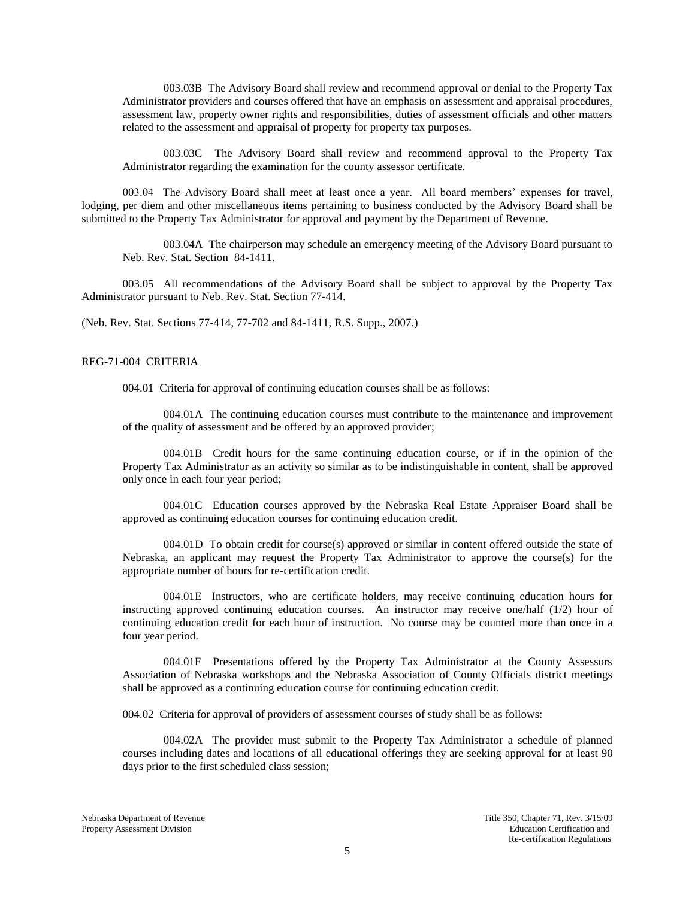003.03B The Advisory Board shall review and recommend approval or denial to the Property Tax Administrator providers and courses offered that have an emphasis on assessment and appraisal procedures, assessment law, property owner rights and responsibilities, duties of assessment officials and other matters related to the assessment and appraisal of property for property tax purposes.

003.03C The Advisory Board shall review and recommend approval to the Property Tax Administrator regarding the examination for the county assessor certificate.

003.04 The Advisory Board shall meet at least once a year. All board members' expenses for travel, lodging, per diem and other miscellaneous items pertaining to business conducted by the Advisory Board shall be submitted to the Property Tax Administrator for approval and payment by the Department of Revenue.

003.04A The chairperson may schedule an emergency meeting of the Advisory Board pursuant to Neb. Rev. Stat. Section 84-1411.

003.05 All recommendations of the Advisory Board shall be subject to approval by the Property Tax Administrator pursuant to Neb. Rev. Stat. Section 77-414.

(Neb. Rev. Stat. Sections 77-414, 77-702 and 84-1411, R.S. Supp., 2007.)

## REG-71-004 CRITERIA

004.01 Criteria for approval of continuing education courses shall be as follows:

004.01A The continuing education courses must contribute to the maintenance and improvement of the quality of assessment and be offered by an approved provider;

004.01B Credit hours for the same continuing education course, or if in the opinion of the Property Tax Administrator as an activity so similar as to be indistinguishable in content, shall be approved only once in each four year period;

004.01C Education courses approved by the Nebraska Real Estate Appraiser Board shall be approved as continuing education courses for continuing education credit.

004.01D To obtain credit for course(s) approved or similar in content offered outside the state of Nebraska, an applicant may request the Property Tax Administrator to approve the course(s) for the appropriate number of hours for re-certification credit.

004.01E Instructors, who are certificate holders, may receive continuing education hours for instructing approved continuing education courses. An instructor may receive one/half (1/2) hour of continuing education credit for each hour of instruction. No course may be counted more than once in a four year period.

004.01F Presentations offered by the Property Tax Administrator at the County Assessors Association of Nebraska workshops and the Nebraska Association of County Officials district meetings shall be approved as a continuing education course for continuing education credit.

004.02 Criteria for approval of providers of assessment courses of study shall be as follows:

004.02A The provider must submit to the Property Tax Administrator a schedule of planned courses including dates and locations of all educational offerings they are seeking approval for at least 90 days prior to the first scheduled class session;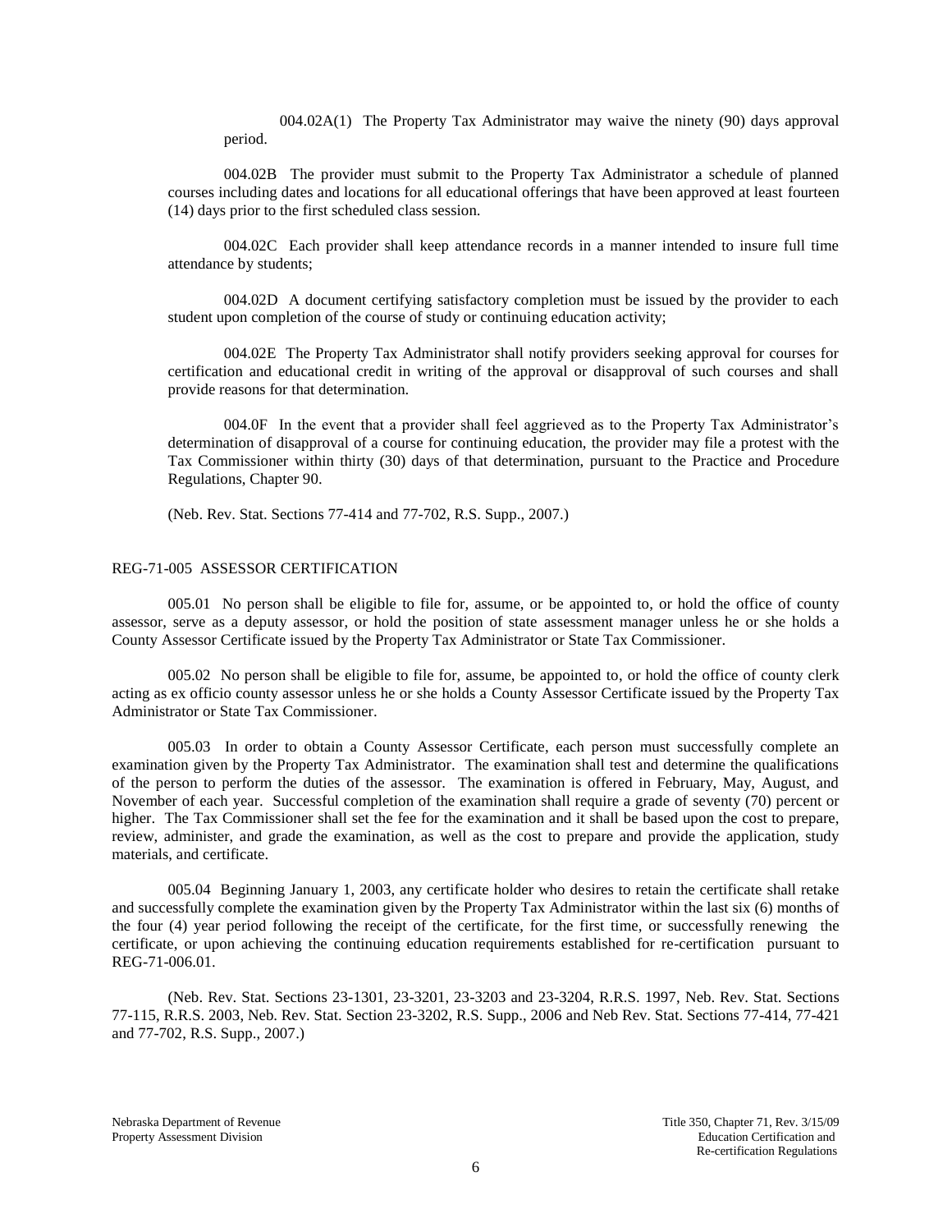004.02A(1) The Property Tax Administrator may waive the ninety (90) days approval period.

004.02B The provider must submit to the Property Tax Administrator a schedule of planned courses including dates and locations for all educational offerings that have been approved at least fourteen (14) days prior to the first scheduled class session.

004.02C Each provider shall keep attendance records in a manner intended to insure full time attendance by students;

004.02D A document certifying satisfactory completion must be issued by the provider to each student upon completion of the course of study or continuing education activity;

004.02E The Property Tax Administrator shall notify providers seeking approval for courses for certification and educational credit in writing of the approval or disapproval of such courses and shall provide reasons for that determination.

004.0F In the event that a provider shall feel aggrieved as to the Property Tax Administrator's determination of disapproval of a course for continuing education, the provider may file a protest with the Tax Commissioner within thirty (30) days of that determination, pursuant to the Practice and Procedure Regulations, Chapter 90.

(Neb. Rev. Stat. Sections 77-414 and 77-702, R.S. Supp., 2007.)

## REG-71-005 ASSESSOR CERTIFICATION

005.01 No person shall be eligible to file for, assume, or be appointed to, or hold the office of county assessor, serve as a deputy assessor, or hold the position of state assessment manager unless he or she holds a County Assessor Certificate issued by the Property Tax Administrator or State Tax Commissioner.

005.02 No person shall be eligible to file for, assume, be appointed to, or hold the office of county clerk acting as ex officio county assessor unless he or she holds a County Assessor Certificate issued by the Property Tax Administrator or State Tax Commissioner.

005.03 In order to obtain a County Assessor Certificate, each person must successfully complete an examination given by the Property Tax Administrator. The examination shall test and determine the qualifications of the person to perform the duties of the assessor. The examination is offered in February, May, August, and November of each year. Successful completion of the examination shall require a grade of seventy (70) percent or higher. The Tax Commissioner shall set the fee for the examination and it shall be based upon the cost to prepare, review, administer, and grade the examination, as well as the cost to prepare and provide the application, study materials, and certificate.

005.04 Beginning January 1, 2003, any certificate holder who desires to retain the certificate shall retake and successfully complete the examination given by the Property Tax Administrator within the last six (6) months of the four (4) year period following the receipt of the certificate, for the first time, or successfully renewing the certificate, or upon achieving the continuing education requirements established for re-certification pursuant to REG-71-006.01.

(Neb. Rev. Stat. Sections 23-1301, 23-3201, 23-3203 and 23-3204, R.R.S. 1997, Neb. Rev. Stat. Sections 77-115, R.R.S. 2003, Neb. Rev. Stat. Section 23-3202, R.S. Supp., 2006 and Neb Rev. Stat. Sections 77-414, 77-421 and 77-702, R.S. Supp., 2007.)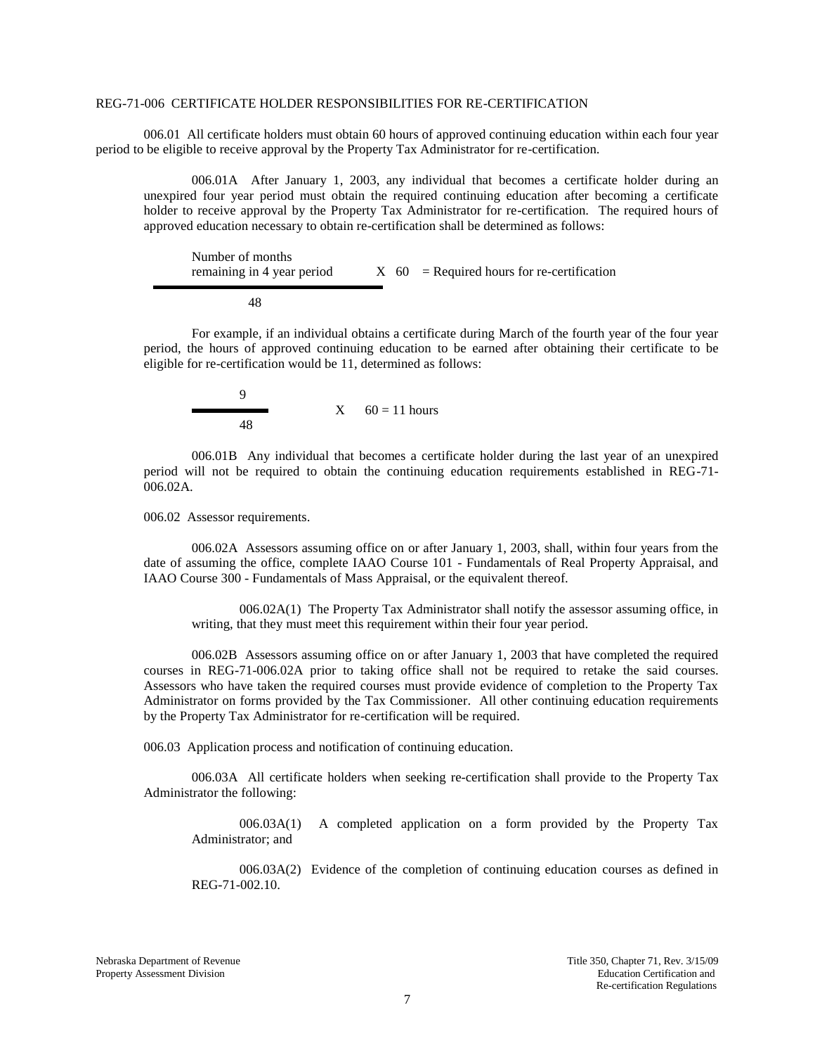REG-71-006 CERTIFICATE HOLDER RESPONSIBILITIES FOR RE-CERTIFICATION

006.01 All certificate holders must obtain 60 hours of approved continuing education within each four year period to be eligible to receive approval by the Property Tax Administrator for re-certification.

006.01A After January 1, 2003, any individual that becomes a certificate holder during an unexpired four year period must obtain the required continuing education after becoming a certificate holder to receive approval by the Property Tax Administrator for re-certification. The required hours of approved education necessary to obtain re-certification shall be determined as follows:

$$\frac{\text{Number of months remaining in 4 year period}}{48} \times 60 = \text{Required hours for re-certification}$$

For example, if an individual obtains a certificate during March of the fourth year of the four year period, the hours of approved continuing education to be earned after obtaining their certificate to be eligible for re-certification would be 11, determined as follows:

$$\frac{9}{48} \times 60 = 11 \text{ hours}$$

006.01B Any individual that becomes a certificate holder during the last year of an unexpired period will not be required to obtain the continuing education requirements established in REG-71-006.02A.

006.02 Assessor requirements.

006.02A Assessors assuming office on or after January 1, 2003, shall, within four years from the date of assuming the office, complete IAAO Course 101 - Fundamentals of Real Property Appraisal, and IAAO Course 300 - Fundamentals of Mass Appraisal, or the equivalent thereof.

006.02A(1) The Property Tax Administrator shall notify the assessor assuming office, in writing, that they must meet this requirement within their four year period.

006.02B Assessors assuming office on or after January 1, 2003 that have completed the required courses in REG-71-006.02A prior to taking office shall not be required to retake the said courses. Assessors who have taken the required courses must provide evidence of completion to the Property Tax Administrator on forms provided by the Tax Commissioner. All other continuing education requirements by the Property Tax Administrator for re-certification will be required.

006.03 Application process and notification of continuing education.

006.03A All certificate holders when seeking re-certification shall provide to the Property Tax Administrator the following:

006.03A(1) A completed application on a form provided by the Property Tax Administrator; and

006.03A(2) Evidence of the completion of continuing education courses as defined in REG-71-002.10.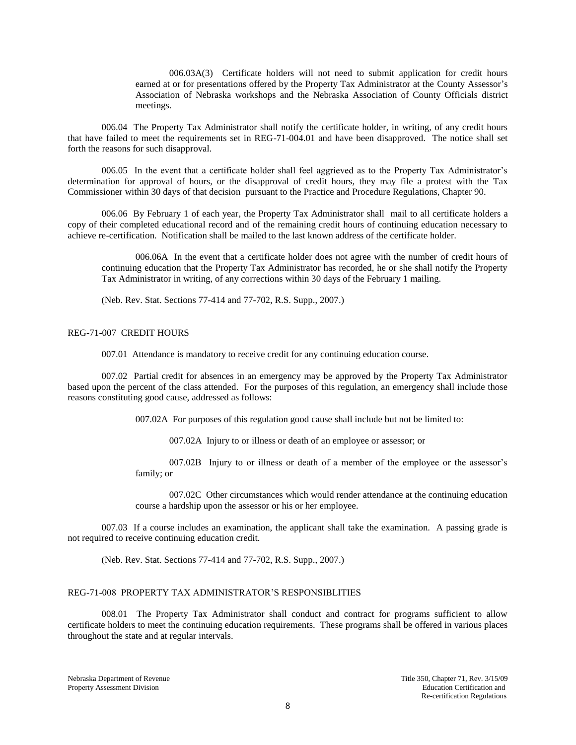006.03A(3) Certificate holders will not need to submit application for credit hours earned at or for presentations offered by the Property Tax Administrator at the County Assessor's Association of Nebraska workshops and the Nebraska Association of County Officials district meetings.

006.04 The Property Tax Administrator shall notify the certificate holder, in writing, of any credit hours that have failed to meet the requirements set in REG-71-004.01 and have been disapproved. The notice shall set forth the reasons for such disapproval.

006.05 In the event that a certificate holder shall feel aggrieved as to the Property Tax Administrator's determination for approval of hours, or the disapproval of credit hours, they may file a protest with the Tax Commissioner within 30 days of that decision pursuant to the Practice and Procedure Regulations, Chapter 90.

006.06 By February 1 of each year, the Property Tax Administrator shall mail to all certificate holders a copy of their completed educational record and of the remaining credit hours of continuing education necessary to achieve re-certification. Notification shall be mailed to the last known address of the certificate holder.

006.06A In the event that a certificate holder does not agree with the number of credit hours of continuing education that the Property Tax Administrator has recorded, he or she shall notify the Property Tax Administrator in writing, of any corrections within 30 days of the February 1 mailing.

(Neb. Rev. Stat. Sections 77-414 and 77-702, R.S. Supp., 2007.)

REG-71-007 CREDIT HOURS

007.01 Attendance is mandatory to receive credit for any continuing education course.

007.02 Partial credit for absences in an emergency may be approved by the Property Tax Administrator based upon the percent of the class attended. For the purposes of this regulation, an emergency shall include those reasons constituting good cause, addressed as follows:

007.02A For purposes of this regulation good cause shall include but not be limited to:

007.02A Injury to or illness or death of an employee or assessor; or

007.02B Injury to or illness or death of a member of the employee or the assessor's family; or

007.02C Other circumstances which would render attendance at the continuing education course a hardship upon the assessor or his or her employee.

007.03 If a course includes an examination, the applicant shall take the examination. A passing grade is not required to receive continuing education credit.

(Neb. Rev. Stat. Sections 77-414 and 77-702, R.S. Supp., 2007.)

REG-71-008 PROPERTY TAX ADMINISTRATOR'S RESPONSIBLITIES

008.01 The Property Tax Administrator shall conduct and contract for programs sufficient to allow certificate holders to meet the continuing education requirements. These programs shall be offered in various places throughout the state and at regular intervals.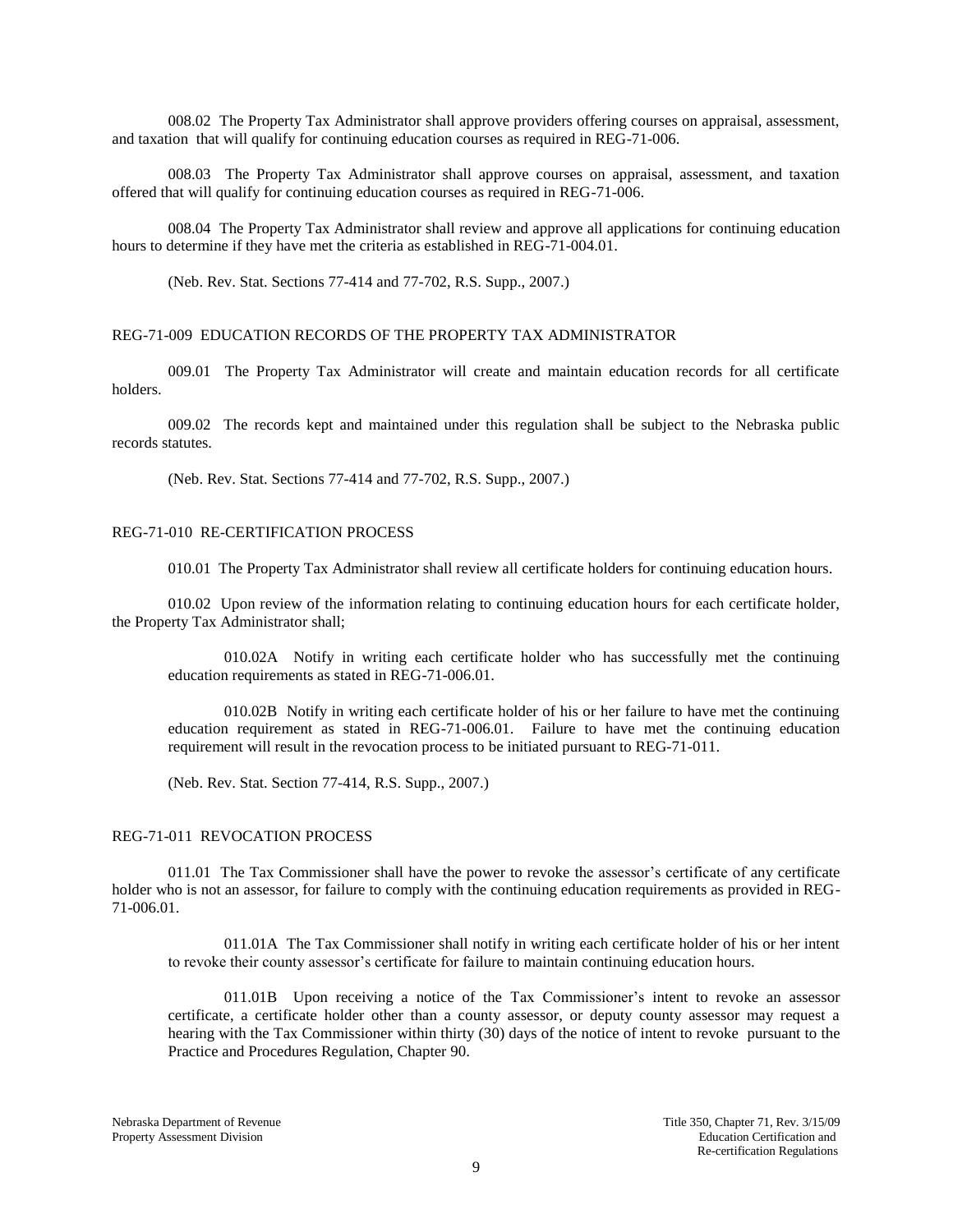008.02 The Property Tax Administrator shall approve providers offering courses on appraisal, assessment, and taxation that will qualify for continuing education courses as required in REG-71-006.

008.03 The Property Tax Administrator shall approve courses on appraisal, assessment, and taxation offered that will qualify for continuing education courses as required in REG-71-006.

008.04 The Property Tax Administrator shall review and approve all applications for continuing education hours to determine if they have met the criteria as established in REG-71-004.01.

(Neb. Rev. Stat. Sections 77-414 and 77-702, R.S. Supp., 2007.)

## REG-71-009 EDUCATION RECORDS OF THE PROPERTY TAX ADMINISTRATOR

009.01 The Property Tax Administrator will create and maintain education records for all certificate holders.

009.02 The records kept and maintained under this regulation shall be subject to the Nebraska public records statutes.

(Neb. Rev. Stat. Sections 77-414 and 77-702, R.S. Supp., 2007.)

## REG-71-010 RE-CERTIFICATION PROCESS

010.01 The Property Tax Administrator shall review all certificate holders for continuing education hours.

010.02 Upon review of the information relating to continuing education hours for each certificate holder, the Property Tax Administrator shall;

010.02A Notify in writing each certificate holder who has successfully met the continuing education requirements as stated in REG-71-006.01.

010.02B Notify in writing each certificate holder of his or her failure to have met the continuing education requirement as stated in REG-71-006.01. Failure to have met the continuing education requirement will result in the revocation process to be initiated pursuant to REG-71-011.

(Neb. Rev. Stat. Section 77-414, R.S. Supp., 2007.)

## REG-71-011 REVOCATION PROCESS

011.01 The Tax Commissioner shall have the power to revoke the assessor's certificate of any certificate holder who is not an assessor, for failure to comply with the continuing education requirements as provided in REG-71-006.01.

011.01A The Tax Commissioner shall notify in writing each certificate holder of his or her intent to revoke their county assessor's certificate for failure to maintain continuing education hours.

011.01B Upon receiving a notice of the Tax Commissioner's intent to revoke an assessor certificate, a certificate holder other than a county assessor, or deputy county assessor may request a hearing with the Tax Commissioner within thirty (30) days of the notice of intent to revoke pursuant to the Practice and Procedures Regulation, Chapter 90.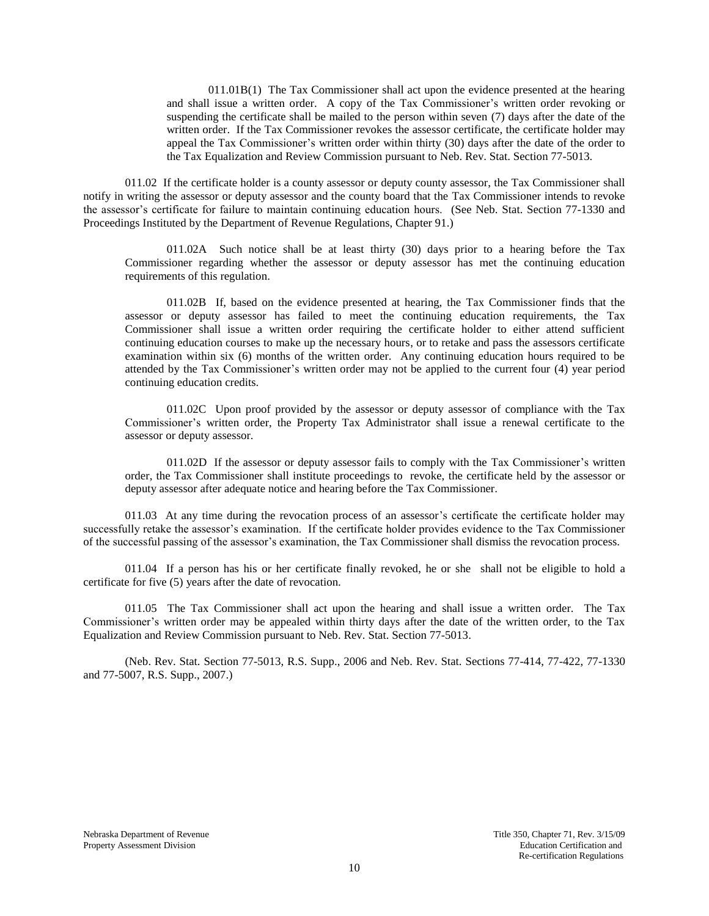011.01B(1) The Tax Commissioner shall act upon the evidence presented at the hearing and shall issue a written order. A copy of the Tax Commissioner's written order revoking or suspending the certificate shall be mailed to the person within seven (7) days after the date of the written order. If the Tax Commissioner revokes the assessor certificate, the certificate holder may appeal the Tax Commissioner's written order within thirty (30) days after the date of the order to the Tax Equalization and Review Commission pursuant to Neb. Rev. Stat. Section 77-5013.

011.02 If the certificate holder is a county assessor or deputy county assessor, the Tax Commissioner shall notify in writing the assessor or deputy assessor and the county board that the Tax Commissioner intends to revoke the assessor's certificate for failure to maintain continuing education hours. (See Neb. Stat. Section 77-1330 and Proceedings Instituted by the Department of Revenue Regulations, Chapter 91.)

011.02A Such notice shall be at least thirty (30) days prior to a hearing before the Tax Commissioner regarding whether the assessor or deputy assessor has met the continuing education requirements of this regulation.

011.02B If, based on the evidence presented at hearing, the Tax Commissioner finds that the assessor or deputy assessor has failed to meet the continuing education requirements, the Tax Commissioner shall issue a written order requiring the certificate holder to either attend sufficient continuing education courses to make up the necessary hours, or to retake and pass the assessors certificate examination within six (6) months of the written order. Any continuing education hours required to be attended by the Tax Commissioner's written order may not be applied to the current four (4) year period continuing education credits.

011.02C Upon proof provided by the assessor or deputy assessor of compliance with the Tax Commissioner's written order, the Property Tax Administrator shall issue a renewal certificate to the assessor or deputy assessor.

011.02D If the assessor or deputy assessor fails to comply with the Tax Commissioner's written order, the Tax Commissioner shall institute proceedings to revoke, the certificate held by the assessor or deputy assessor after adequate notice and hearing before the Tax Commissioner.

011.03 At any time during the revocation process of an assessor's certificate the certificate holder may successfully retake the assessor's examination. If the certificate holder provides evidence to the Tax Commissioner of the successful passing of the assessor's examination, the Tax Commissioner shall dismiss the revocation process.

011.04 If a person has his or her certificate finally revoked, he or she shall not be eligible to hold a certificate for five (5) years after the date of revocation.

011.05 The Tax Commissioner shall act upon the hearing and shall issue a written order. The Tax Commissioner's written order may be appealed within thirty days after the date of the written order, to the Tax Equalization and Review Commission pursuant to Neb. Rev. Stat. Section 77-5013.

(Neb. Rev. Stat. Section 77-5013, R.S. Supp., 2006 and Neb. Rev. Stat. Sections 77-414, 77-422, 77-1330 and 77-5007, R.S. Supp., 2007.)